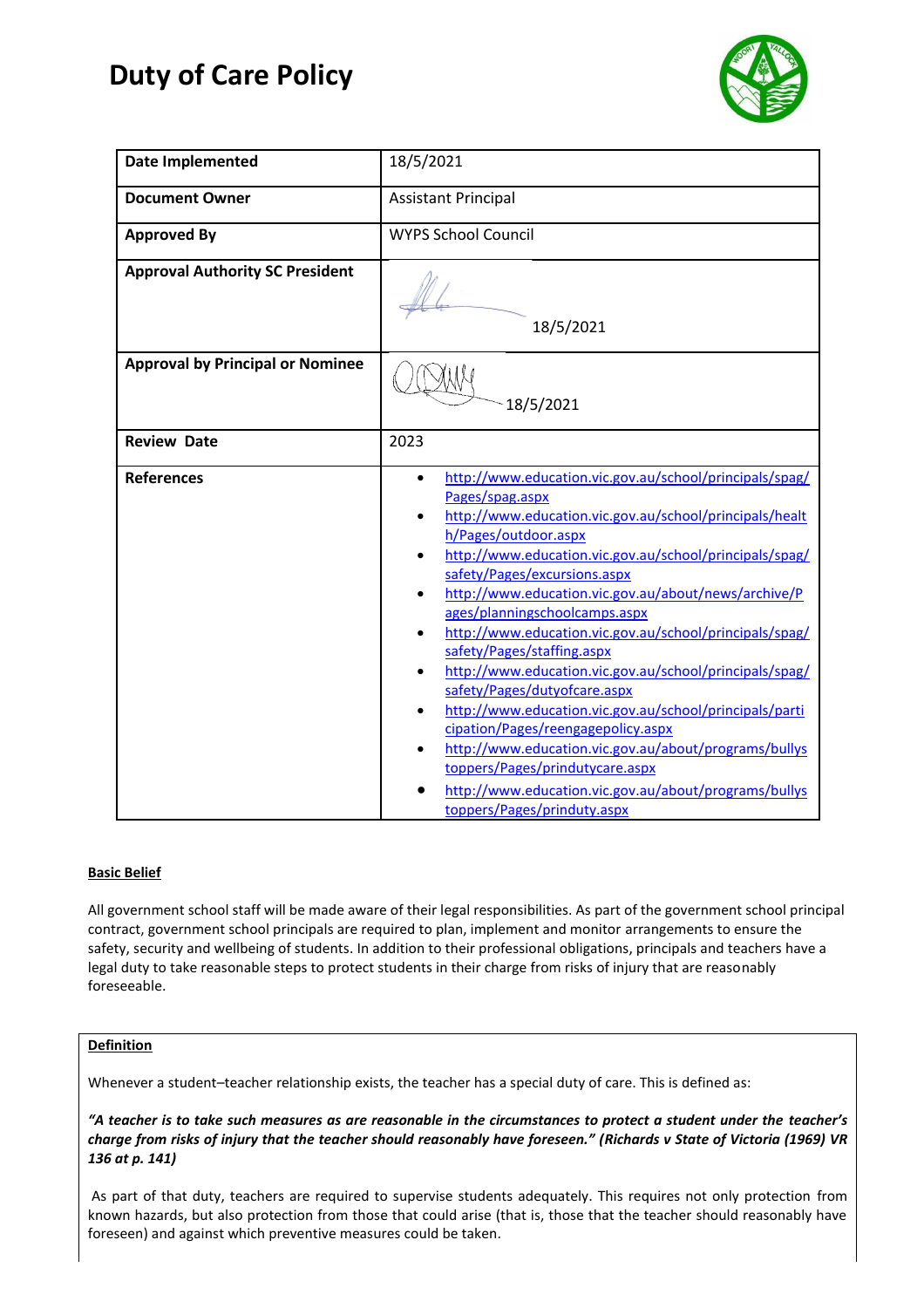# Duty of Care Policy

| Date Implemented | 18/5/2021 |
|---|---|
| Document Owner | Assistant Principal |
| Approved By | WYPS School Council |
| Approval Authority SC President | 18/5/2021 |
| Approval by Principal or Nominee | 18/5/2021 |
| Review Date | 2023 |
| References | • http://www.education.vic.gov.au/school/principals/spag/Pages/spag.aspx<br>• http://www.education.vic.gov.au/school/principals/health/Pages/outdoor.aspx<br>• http://www.education.vic.gov.au/school/principals/spag/safety/Pages/excursions.aspx<br>• http://www.education.vic.gov.au/about/news/archive/Pages/planningschoolcamps.aspx<br>• http://www.education.vic.gov.au/school/principals/spag/safety/Pages/staffing.aspx<br>• http://www.education.vic.gov.au/school/principals/spag/safety/Pages/dutyofcare.aspx<br>• http://www.education.vic.gov.au/school/principals/participation/Pages/reengagepolicy.aspx<br>• http://www.education.vic.gov.au/about/programs/bullystoppers/Pages/prindutycare.aspx<br>• http://www.education.vic.gov.au/about/programs/bullystoppers/Pages/prinduty.aspx |

**Basic Belief**

All government school staff will be made aware of their legal responsibilities. As part of the government school principal contract, government school principals are required to plan, implement and monitor arrangements to ensure the safety, security and wellbeing of students. In addition to their professional obligations, principals and teachers have a legal duty to take reasonable steps to protect students in their charge from risks of injury that are reasonably foreseeable.

**Definition**

Whenever a student–teacher relationship exists, the teacher has a special duty of care. This is defined as:

***"A teacher is to take such measures as are reasonable in the circumstances to protect a student under the teacher's charge from risks of injury that the teacher should reasonably have foreseen." (Richards v State of Victoria (1969) VR 136 at p. 141)***

As part of that duty, teachers are required to supervise students adequately. This requires not only protection from known hazards, but also protection from those that could arise (that is, those that the teacher should reasonably have foreseen) and against which preventive measures could be taken.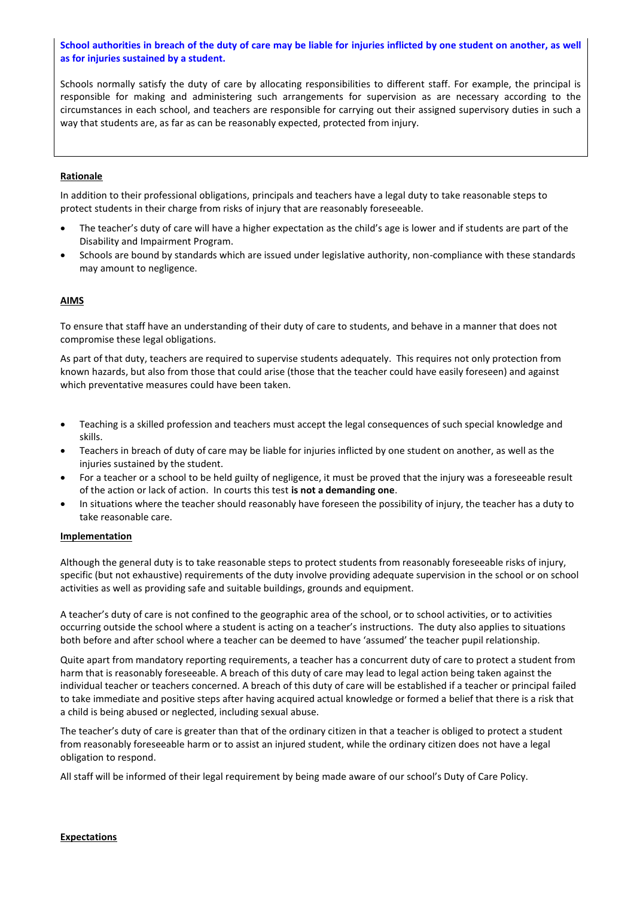**School authorities in breach of the duty of care may be liable for injuries inflicted by one student on another, as well as for injuries sustained by a student.**

Schools normally satisfy the duty of care by allocating responsibilities to different staff. For example, the principal is responsible for making and administering such arrangements for supervision as are necessary according to the circumstances in each school, and teachers are responsible for carrying out their assigned supervisory duties in such a way that students are, as far as can be reasonably expected, protected from injury.

## Rationale

In addition to their professional obligations, principals and teachers have a legal duty to take reasonable steps to protect students in their charge from risks of injury that are reasonably foreseeable.

- The teacher's duty of care will have a higher expectation as the child's age is lower and if students are part of the Disability and Impairment Program.
- Schools are bound by standards which are issued under legislative authority, non-compliance with these standards may amount to negligence.

## AIMS

To ensure that staff have an understanding of their duty of care to students, and behave in a manner that does not compromise these legal obligations.

As part of that duty, teachers are required to supervise students adequately. This requires not only protection from known hazards, but also from those that could arise (those that the teacher could have easily foreseen) and against which preventative measures could have been taken.

- Teaching is a skilled profession and teachers must accept the legal consequences of such special knowledge and skills.
- Teachers in breach of duty of care may be liable for injuries inflicted by one student on another, as well as the injuries sustained by the student.
- For a teacher or a school to be held guilty of negligence, it must be proved that the injury was a foreseeable result of the action or lack of action. In courts this test **is not a demanding one**.
- In situations where the teacher should reasonably have foreseen the possibility of injury, the teacher has a duty to take reasonable care.

## Implementation

Although the general duty is to take reasonable steps to protect students from reasonably foreseeable risks of injury, specific (but not exhaustive) requirements of the duty involve providing adequate supervision in the school or on school activities as well as providing safe and suitable buildings, grounds and equipment.

A teacher's duty of care is not confined to the geographic area of the school, or to school activities, or to activities occurring outside the school where a student is acting on a teacher's instructions. The duty also applies to situations both before and after school where a teacher can be deemed to have 'assumed' the teacher pupil relationship.

Quite apart from mandatory reporting requirements, a teacher has a concurrent duty of care to protect a student from harm that is reasonably foreseeable. A breach of this duty of care may lead to legal action being taken against the individual teacher or teachers concerned. A breach of this duty of care will be established if a teacher or principal failed to take immediate and positive steps after having acquired actual knowledge or formed a belief that there is a risk that a child is being abused or neglected, including sexual abuse.

The teacher's duty of care is greater than that of the ordinary citizen in that a teacher is obliged to protect a student from reasonably foreseeable harm or to assist an injured student, while the ordinary citizen does not have a legal obligation to respond.

All staff will be informed of their legal requirement by being made aware of our school's Duty of Care Policy.

## Expectations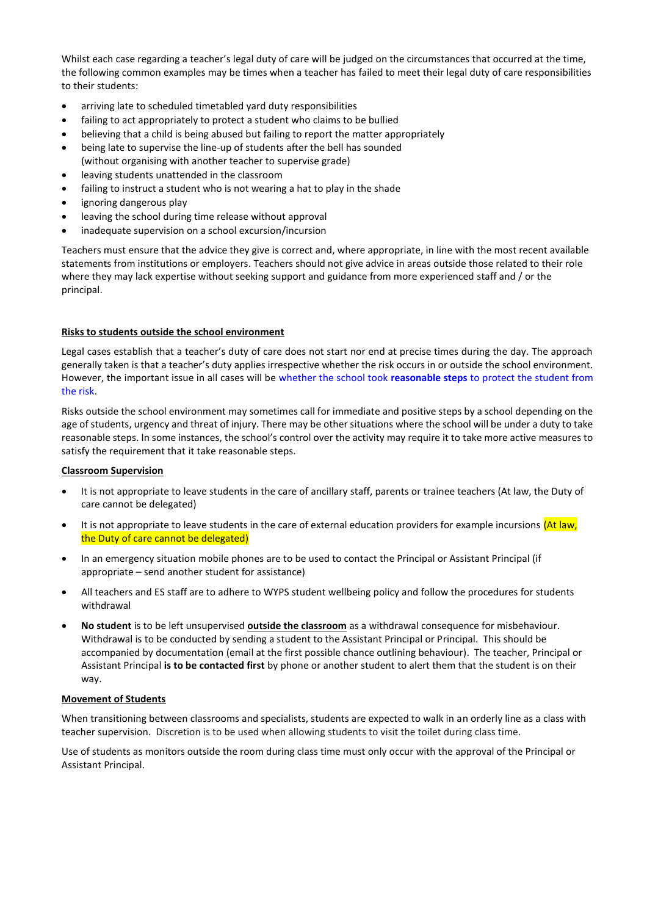Whilst each case regarding a teacher's legal duty of care will be judged on the circumstances that occurred at the time, the following common examples may be times when a teacher has failed to meet their legal duty of care responsibilities to their students:

- arriving late to scheduled timetabled yard duty responsibilities
- failing to act appropriately to protect a student who claims to be bullied
- believing that a child is being abused but failing to report the matter appropriately
- being late to supervise the line-up of students after the bell has sounded (without organising with another teacher to supervise grade)
- leaving students unattended in the classroom
- failing to instruct a student who is not wearing a hat to play in the shade
- ignoring dangerous play
- leaving the school during time release without approval
- inadequate supervision on a school excursion/incursion

Teachers must ensure that the advice they give is correct and, where appropriate, in line with the most recent available statements from institutions or employers. Teachers should not give advice in areas outside those related to their role where they may lack expertise without seeking support and guidance from more experienced staff and / or the principal.

**Risks to students outside the school environment**

Legal cases establish that a teacher's duty of care does not start nor end at precise times during the day. The approach generally taken is that a teacher's duty applies irrespective whether the risk occurs in or outside the school environment. However, the important issue in all cases will be whether the school took **reasonable steps** to protect the student from the risk.

Risks outside the school environment may sometimes call for immediate and positive steps by a school depending on the age of students, urgency and threat of injury. There may be other situations where the school will be under a duty to take reasonable steps. In some instances, the school's control over the activity may require it to take more active measures to satisfy the requirement that it take reasonable steps.

**Classroom Supervision**

- It is not appropriate to leave students in the care of ancillary staff, parents or trainee teachers (At law, the Duty of care cannot be delegated)
- It is not appropriate to leave students in the care of external education providers for example incursions (At law, the Duty of care cannot be delegated)
- In an emergency situation mobile phones are to be used to contact the Principal or Assistant Principal (if appropriate – send another student for assistance)
- All teachers and ES staff are to adhere to WYPS student wellbeing policy and follow the procedures for students withdrawal
- **No student** is to be left unsupervised **outside the classroom** as a withdrawal consequence for misbehaviour. Withdrawal is to be conducted by sending a student to the Assistant Principal or Principal. This should be accompanied by documentation (email at the first possible chance outlining behaviour). The teacher, Principal or Assistant Principal **is to be contacted first** by phone or another student to alert them that the student is on their way.

**Movement of Students**

When transitioning between classrooms and specialists, students are expected to walk in an orderly line as a class with teacher supervision. Discretion is to be used when allowing students to visit the toilet during class time.

Use of students as monitors outside the room during class time must only occur with the approval of the Principal or Assistant Principal.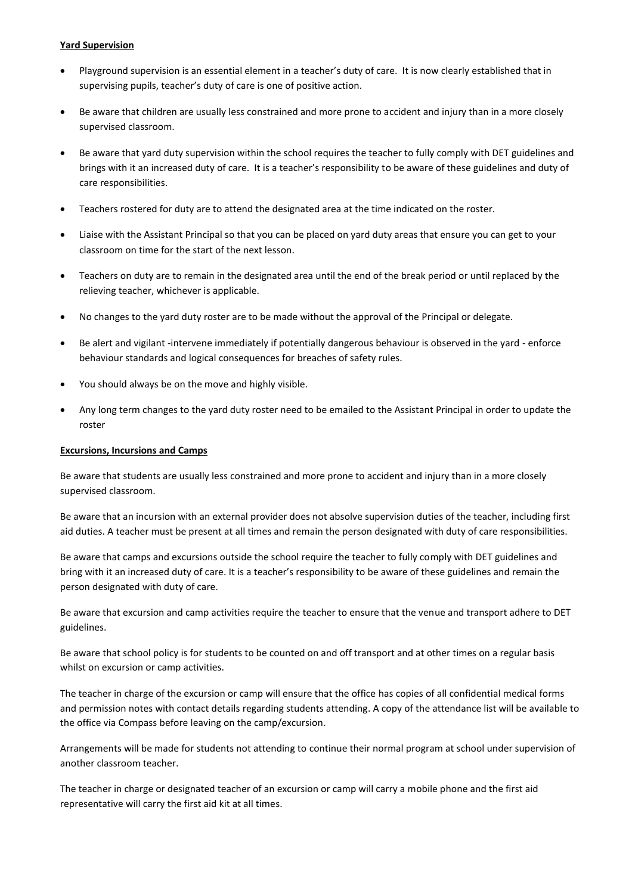**Yard Supervision**

- Playground supervision is an essential element in a teacher's duty of care. It is now clearly established that in supervising pupils, teacher's duty of care is one of positive action.
- Be aware that children are usually less constrained and more prone to accident and injury than in a more closely supervised classroom.
- Be aware that yard duty supervision within the school requires the teacher to fully comply with DET guidelines and brings with it an increased duty of care. It is a teacher's responsibility to be aware of these guidelines and duty of care responsibilities.
- Teachers rostered for duty are to attend the designated area at the time indicated on the roster.
- Liaise with the Assistant Principal so that you can be placed on yard duty areas that ensure you can get to your classroom on time for the start of the next lesson.
- Teachers on duty are to remain in the designated area until the end of the break period or until replaced by the relieving teacher, whichever is applicable.
- No changes to the yard duty roster are to be made without the approval of the Principal or delegate.
- Be alert and vigilant -intervene immediately if potentially dangerous behaviour is observed in the yard - enforce behaviour standards and logical consequences for breaches of safety rules.
- You should always be on the move and highly visible.
- Any long term changes to the yard duty roster need to be emailed to the Assistant Principal in order to update the roster

**Excursions, Incursions and Camps**

Be aware that students are usually less constrained and more prone to accident and injury than in a more closely supervised classroom.

Be aware that an incursion with an external provider does not absolve supervision duties of the teacher, including first aid duties. A teacher must be present at all times and remain the person designated with duty of care responsibilities.

Be aware that camps and excursions outside the school require the teacher to fully comply with DET guidelines and bring with it an increased duty of care. It is a teacher's responsibility to be aware of these guidelines and remain the person designated with duty of care.

Be aware that excursion and camp activities require the teacher to ensure that the venue and transport adhere to DET guidelines.

Be aware that school policy is for students to be counted on and off transport and at other times on a regular basis whilst on excursion or camp activities.

The teacher in charge of the excursion or camp will ensure that the office has copies of all confidential medical forms and permission notes with contact details regarding students attending. A copy of the attendance list will be available to the office via Compass before leaving on the camp/excursion.

Arrangements will be made for students not attending to continue their normal program at school under supervision of another classroom teacher.

The teacher in charge or designated teacher of an excursion or camp will carry a mobile phone and the first aid representative will carry the first aid kit at all times.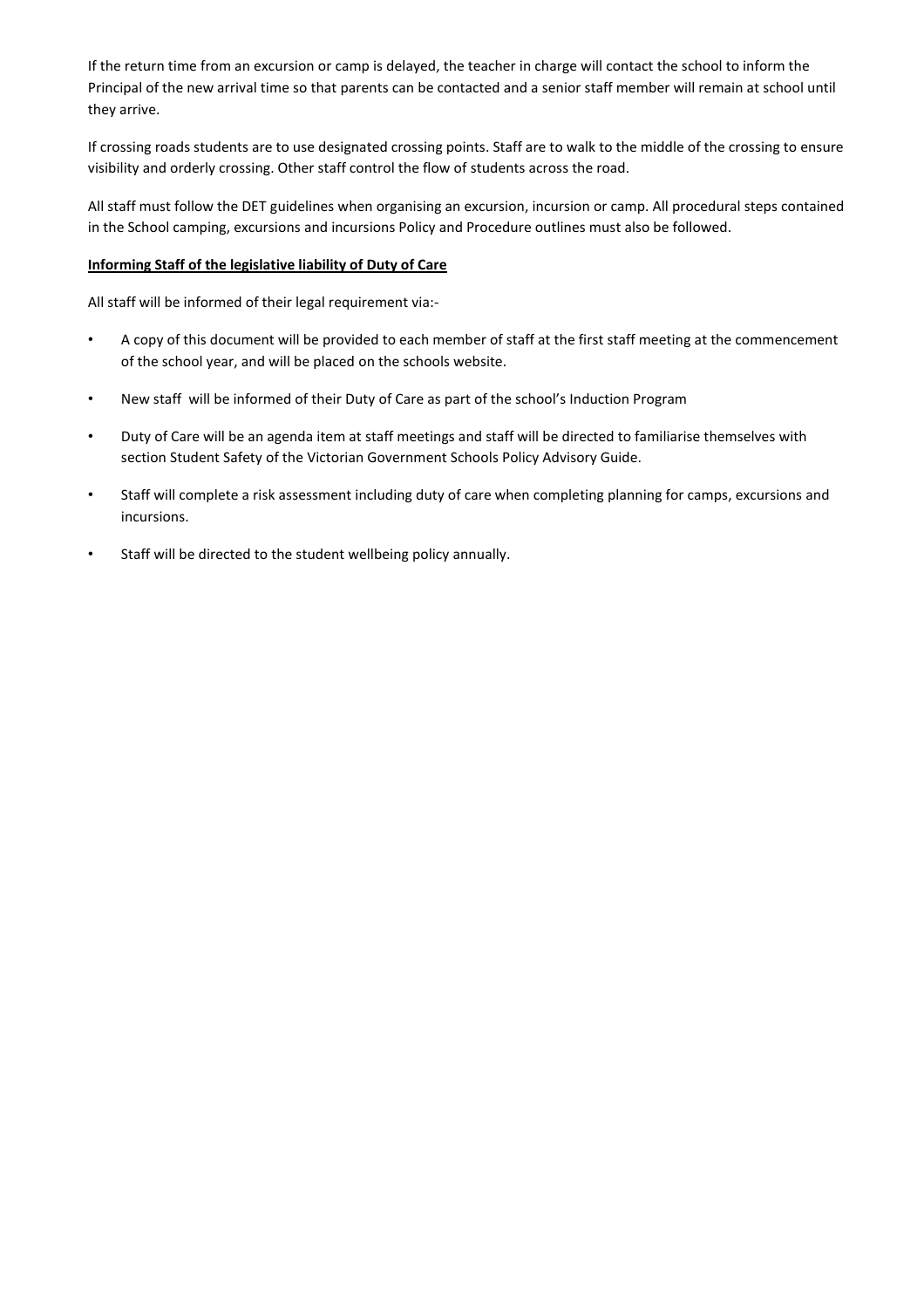If the return time from an excursion or camp is delayed, the teacher in charge will contact the school to inform the Principal of the new arrival time so that parents can be contacted and a senior staff member will remain at school until they arrive.

If crossing roads students are to use designated crossing points. Staff are to walk to the middle of the crossing to ensure visibility and orderly crossing. Other staff control the flow of students across the road.

All staff must follow the DET guidelines when organising an excursion, incursion or camp. All procedural steps contained in the School camping, excursions and incursions Policy and Procedure outlines must also be followed.

**Informing Staff of the legislative liability of Duty of Care**

All staff will be informed of their legal requirement via:-

- A copy of this document will be provided to each member of staff at the first staff meeting at the commencement of the school year, and will be placed on the schools website.
- New staff will be informed of their Duty of Care as part of the school's Induction Program
- Duty of Care will be an agenda item at staff meetings and staff will be directed to familiarise themselves with section Student Safety of the Victorian Government Schools Policy Advisory Guide.
- Staff will complete a risk assessment including duty of care when completing planning for camps, excursions and incursions.
- Staff will be directed to the student wellbeing policy annually.